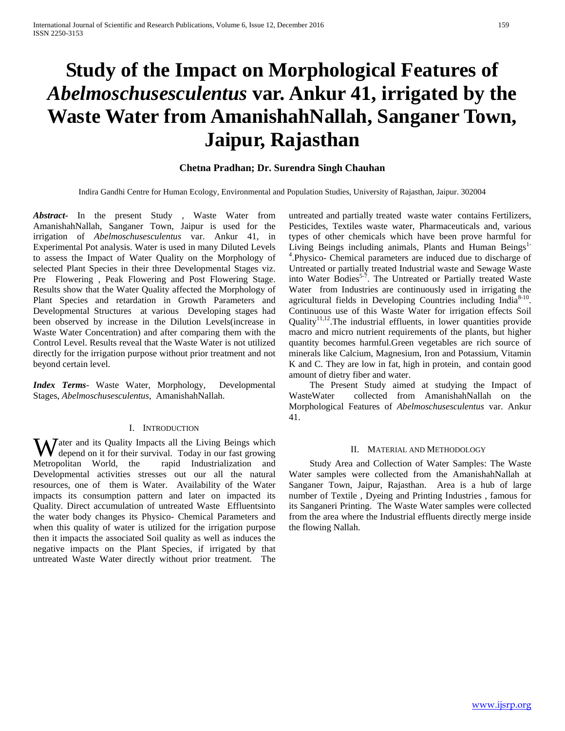# Study of the Impact on Morphological Features of *Abelmoschusesculentus* var. Ankur 41, irrigated by the Waste Water from AmanishahNallah, Sanganer Town, Jaipur, Rajasthan

**Chetna Pradhan; Dr. Surendra Singh Chauhan**

Indira Gandhi Centre for Human Ecology, Environmental and Population Studies, University of Rajasthan, Jaipur. 302004

***Abstract-*** In the present Study , Waste Water from AmanishahNallah, Sanganer Town, Jaipur is used for the irrigation of *Abelmoschusesculentus* var. Ankur 41, in Experimental Pot analysis. Water is used in many Diluted Levels to assess the Impact of Water Quality on the Morphology of selected Plant Species in their three Developmental Stages viz. Pre Flowering , Peak Flowering and Post Flowering Stage. Results show that the Water Quality affected the Morphology of Plant Species and retardation in Growth Parameters and Developmental Structures at various Developing stages had been observed by increase in the Dilution Levels(increase in Waste Water Concentration) and after comparing them with the Control Level. Results reveal that the Waste Water is not utilized directly for the irrigation purpose without prior treatment and not beyond certain level.

***Index Terms-*** Waste Water, Morphology, Developmental Stages, *Abelmoschusesculentus*, AmanishahNallah.

## I. Introduction

Water and its Quality Impacts all the Living Beings which depend on it for their survival. Today in our fast growing Metropolitan World, the rapid Industrialization and Developmental activities stresses out our all the natural resources, one of them is Water. Availability of the Water impacts its consumption pattern and later on impacted its Quality. Direct accumulation of untreated Waste Effluentsinto the water body changes its Physico- Chemical Parameters and when this quality of water is utilized for the irrigation purpose then it impacts the associated Soil quality as well as induces the negative impacts on the Plant Species, if irrigated by that untreated Waste Water directly without prior treatment. The untreated and partially treated waste water contains Fertilizers, Pesticides, Textiles waste water, Pharmaceuticals and, various types of other chemicals which have been prove harmful for Living Beings including animals, Plants and Human Beings[1-4].Physico- Chemical parameters are induced due to discharge of Untreated or partially treated Industrial waste and Sewage Waste into Water Bodies[5-7]. The Untreated or Partially treated Waste Water from Industries are continuously used in irrigating the agricultural fields in Developing Countries including India[8-10]. Continuous use of this Waste Water for irrigation effects Soil Quality[11,12].The industrial effluents, in lower quantities provide macro and micro nutrient requirements of the plants, but higher quantity becomes harmful.Green vegetables are rich source of minerals like Calcium, Magnesium, Iron and Potassium, Vitamin K and C. They are low in fat, high in protein, and contain good amount of dietry fiber and water.

The Present Study aimed at studying the Impact of WasteWater collected from AmanishahNallah on the Morphological Features of *Abelmoschusesculentus* var. Ankur 41.

## II. Material and Methodology

Study Area and Collection of Water Samples: The Waste Water samples were collected from the AmanishahNallah at Sanganer Town, Jaipur, Rajasthan. Area is a hub of large number of Textile , Dyeing and Printing Industries , famous for its Sanganeri Printing. The Waste Water samples were collected from the area where the Industrial effluents directly merge inside the flowing Nallah.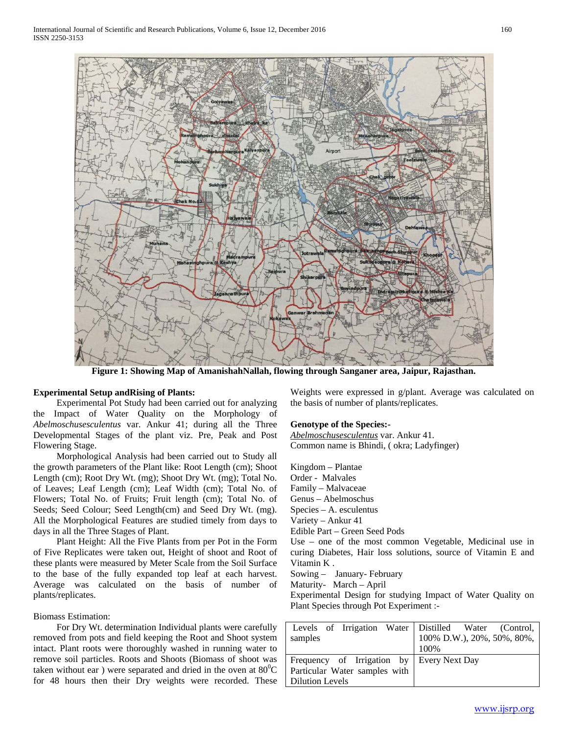Figure 1: Showing Map of AmanishahNallah, flowing through Sanganer area, Jaipur, Rajasthan.

**Experimental Setup andRising of Plants:**

Experimental Pot Study had been carried out for analyzing the Impact of Water Quality on the Morphology of *Abelmoschusesculentus* var. Ankur 41; during all the Three Developmental Stages of the plant viz. Pre, Peak and Post Flowering Stage.

Morphological Analysis had been carried out to Study all the growth parameters of the Plant like: Root Length (cm); Shoot Length (cm); Root Dry Wt. (mg); Shoot Dry Wt. (mg); Total No. of Leaves; Leaf Length (cm); Leaf Width (cm); Total No. of Flowers; Total No. of Fruits; Fruit length (cm); Total No. of Seeds; Seed Colour; Seed Length(cm) and Seed Dry Wt. (mg). All the Morphological Features are studied timely from days to days in all the Three Stages of Plant.

Plant Height: All the Five Plants from per Pot in the Form of Five Replicates were taken out, Height of shoot and Root of these plants were measured by Meter Scale from the Soil Surface to the base of the fully expanded top leaf at each harvest. Average was calculated on the basis of number of plants/replicates.

Biomass Estimation:

For Dry Wt. determination Individual plants were carefully removed from pots and field keeping the Root and Shoot system intact. Plant roots were thoroughly washed in running water to remove soil particles. Roots and Shoots (Biomass of shoot was taken without ear ) were separated and dried in the oven at $80^0$C for 48 hours then their Dry weights were recorded. These Weights were expressed in g/plant. Average was calculated on the basis of number of plants/replicates.

**Genotype of the Species:-**

*Abelmoschusesculentus* var. Ankur 41.
Common name is Bhindi, ( okra; Ladyfinger)

Kingdom – Plantae
Order - Malvales
Family – Malvaceae
Genus – Abelmoschus
Species – A. esculentus
Variety – Ankur 41
Edible Part – Green Seed Pods
Use – one of the most common Vegetable, Medicinal use in curing Diabetes, Hair loss solutions, source of Vitamin E and Vitamin K .
Sowing – January- February
Maturity- March – April
Experimental Design for studying Impact of Water Quality on Plant Species through Pot Experiment :-

| Levels of Irrigation Water samples | Distilled Water (Control, 100% D.W.), 20%, 50%, 80%, 100% |
|---|---|
| Frequency of Irrigation by Particular Water samples with Dilution Levels | Every Next Day |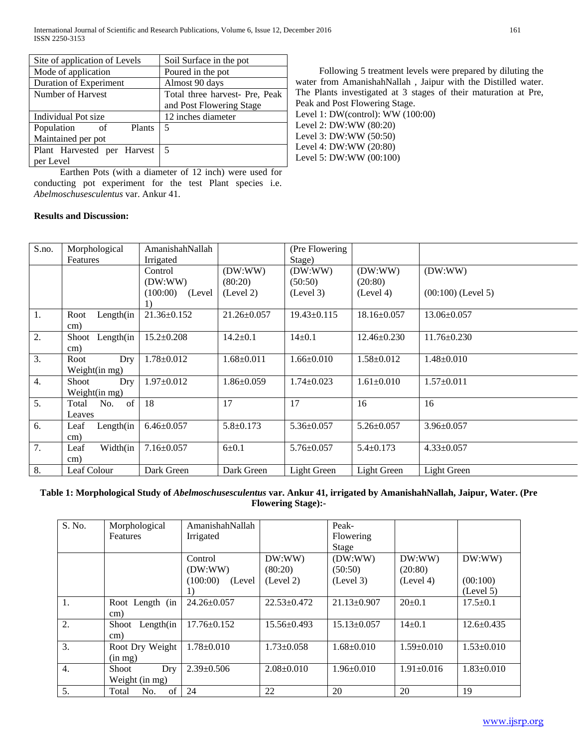| Site of application of Levels | Soil Surface in the pot |
|---|---|
| Mode of application | Poured in the pot |
| Duration of Experiment | Almost 90 days |
| Number of Harvest | Total three harvest- Pre, Peak and Post Flowering Stage |
| Individual Pot size | 12 inches diameter |
| Population of Plants Maintained per pot | 5 |
| Plant Harvested per Harvest per Level | 5 |

Earthen Pots (with a diameter of 12 inch) were used for conducting pot experiment for the test Plant species i.e. *Abelmoschusesculentus* var. Ankur 41.

Following 5 treatment levels were prepared by diluting the water from AmanishahNallah , Jaipur with the Distilled water. The Plants investigated at 3 stages of their maturation at Pre, Peak and Post Flowering Stage.

Level 1: DW(control): WW (100:00)
Level 2: DW:WW (80:20)
Level 3: DW:WW (50:50)
Level 4: DW:WW (20:80)
Level 5: DW:WW (00:100)

**Results and Discussion:**

| S.no. | Morphological Features | AmanishahNallah Irrigated | | (Pre Flowering Stage) | | |
|---|---|---|---|---|---|---|
| | | Control (DW:WW) (100:00) (Level 1) | (DW:WW) (80:20) (Level 2) | (DW:WW) (50:50) (Level 3) | (DW:WW) (20:80) (Level 4) | (DW:WW) (00:100) (Level 5) |
| 1. | Root Length(in cm) | 21.36±0.152 | 21.26±0.057 | 19.43±0.115 | 18.16±0.057 | 13.06±0.057 |
| 2. | Shoot Length(in cm) | 15.2±0.208 | 14.2±0.1 | 14±0.1 | 12.46±0.230 | 11.76±0.230 |
| 3. | Root Dry Weight(in mg) | 1.78±0.012 | 1.68±0.011 | 1.66±0.010 | 1.58±0.012 | 1.48±0.010 |
| 4. | Shoot Dry Weight(in mg) | 1.97±0.012 | 1.86±0.059 | 1.74±0.023 | 1.61±0.010 | 1.57±0.011 |
| 5. | Total No. of Leaves | 18 | 17 | 17 | 16 | 16 |
| 6. | Leaf Length(in cm) | 6.46±0.057 | 5.8±0.173 | 5.36±0.057 | 5.26±0.057 | 3.96±0.057 |
| 7. | Leaf Width(in cm) | 7.16±0.057 | 6±0.1 | 5.76±0.057 | 5.4±0.173 | 4.33±0.057 |
| 8. | Leaf Colour | Dark Green | Dark Green | Light Green | Light Green | Light Green |

**Table 1: Morphological Study of *Abelmoschusesculentus* var. Ankur 41, irrigated by AmanishahNallah, Jaipur, Water. (Pre Flowering Stage):-**

| S. No. | Morphological Features | AmanishahNallah Irrigated | | Peak-Flowering Stage | | |
|---|---|---|---|---|---|---|
| | | Control (DW:WW) (100:00) (Level 1) | DW:WW) (80:20) (Level 2) | (DW:WW) (50:50) (Level 3) | DW:WW) (20:80) (Level 4) | DW:WW) (00:100) (Level 5) |
| 1. | Root Length (in cm) | 24.26±0.057 | 22.53±0.472 | 21.13±0.907 | 20±0.1 | 17.5±0.1 |
| 2. | Shoot Length(in cm) | 17.76±0.152 | 15.56±0.493 | 15.13±0.057 | 14±0.1 | 12.6±0.435 |
| 3. | Root Dry Weight (in mg) | 1.78±0.010 | 1.73±0.058 | 1.68±0.010 | 1.59±0.010 | 1.53±0.010 |
| 4. | Shoot Dry Weight (in mg) | 2.39±0.506 | 2.08±0.010 | 1.96±0.010 | 1.91±0.016 | 1.83±0.010 |
| 5. | Total No. of | 24 | 22 | 20 | 20 | 19 |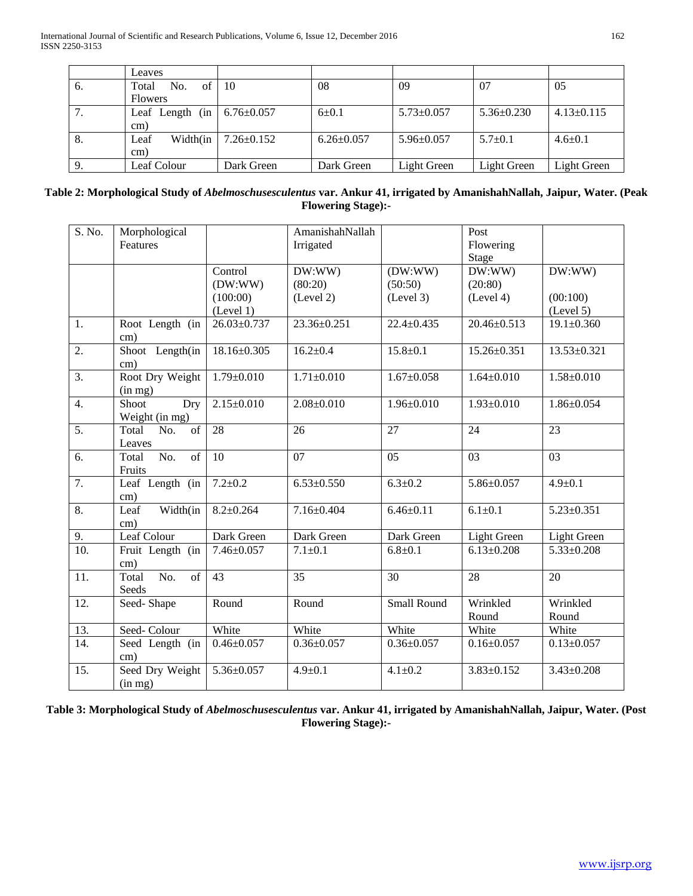| | Leaves | | | | | |
|---|---|---|---|---|---|---|
| 6. | Total No. of Flowers | 10 | 08 | 09 | 07 | 05 |
| 7. | Leaf Length (in cm) | 6.76±0.057 | 6±0.1 | 5.73±0.057 | 5.36±0.230 | 4.13±0.115 |
| 8. | Leaf Width(in cm) | 7.26±0.152 | 6.26±0.057 | 5.96±0.057 | 5.7±0.1 | 4.6±0.1 |
| 9. | Leaf Colour | Dark Green | Dark Green | Light Green | Light Green | Light Green |

**Table 2: Morphological Study of *Abelmoschusesculentus* var. Ankur 41, irrigated by AmanishahNallah, Jaipur, Water. (Peak Flowering Stage):-**

| S. No. | Morphological Features | | AmanishahNallah Irrigated | | Post Flowering Stage | |
|---|---|---|---|---|---|---|
| | | Control (DW:WW) (100:00) (Level 1) | DW:WW) (80:20) (Level 2) | (DW:WW) (50:50) (Level 3) | DW:WW) (20:80) (Level 4) | DW:WW) (00:100) (Level 5) |
| 1. | Root Length (in cm) | 26.03±0.737 | 23.36±0.251 | 22.4±0.435 | 20.46±0.513 | 19.1±0.360 |
| 2. | Shoot Length(in cm) | 18.16±0.305 | 16.2±0.4 | 15.8±0.1 | 15.26±0.351 | 13.53±0.321 |
| 3. | Root Dry Weight (in mg) | 1.79±0.010 | 1.71±0.010 | 1.67±0.058 | 1.64±0.010 | 1.58±0.010 |
| 4. | Shoot Dry Weight (in mg) | 2.15±0.010 | 2.08±0.010 | 1.96±0.010 | 1.93±0.010 | 1.86±0.054 |
| 5. | Total No. of Leaves | 28 | 26 | 27 | 24 | 23 |
| 6. | Total No. of Fruits | 10 | 07 | 05 | 03 | 03 |
| 7. | Leaf Length (in cm) | 7.2±0.2 | 6.53±0.550 | 6.3±0.2 | 5.86±0.057 | 4.9±0.1 |
| 8. | Leaf Width(in cm) | 8.2±0.264 | 7.16±0.404 | 6.46±0.11 | 6.1±0.1 | 5.23±0.351 |
| 9. | Leaf Colour | Dark Green | Dark Green | Dark Green | Light Green | Light Green |
| 10. | Fruit Length (in cm) | 7.46±0.057 | 7.1±0.1 | 6.8±0.1 | 6.13±0.208 | 5.33±0.208 |
| 11. | Total No. of Seeds | 43 | 35 | 30 | 28 | 20 |
| 12. | Seed- Shape | Round | Round | Small Round | Wrinkled Round | Wrinkled Round |
| 13. | Seed- Colour | White | White | White | White | White |
| 14. | Seed Length (in cm) | 0.46±0.057 | 0.36±0.057 | 0.36±0.057 | 0.16±0.057 | 0.13±0.057 |
| 15. | Seed Dry Weight (in mg) | 5.36±0.057 | 4.9±0.1 | 4.1±0.2 | 3.83±0.152 | 3.43±0.208 |

**Table 3: Morphological Study of *Abelmoschusesculentus* var. Ankur 41, irrigated by AmanishahNallah, Jaipur, Water. (Post Flowering Stage):-**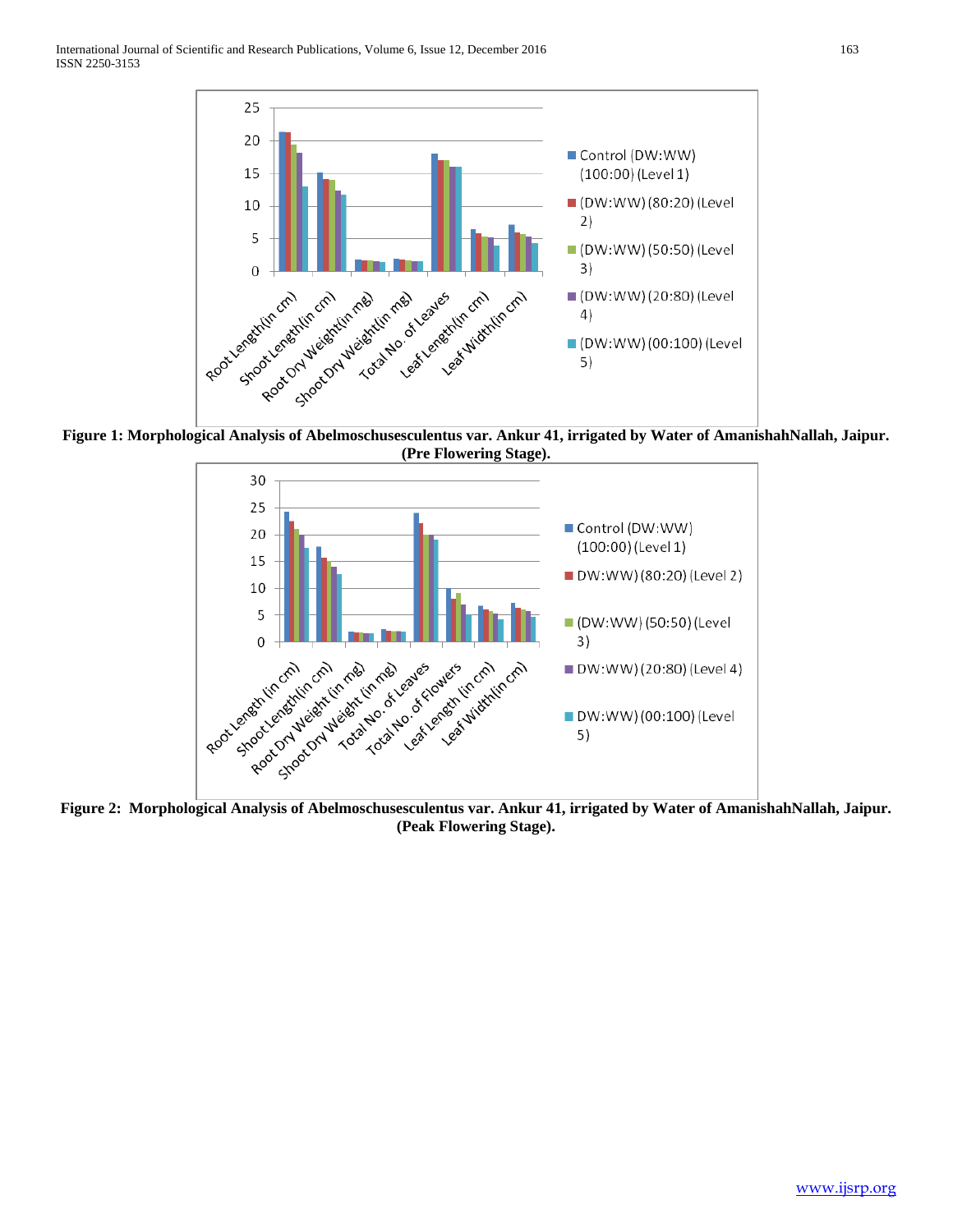Figure 1: Morphological Analysis of Abelmoschusesculentus var. Ankur 41, irrigated by Water of AmanishahNallah, Jaipur. (Pre Flowering Stage).

Figure 2: Morphological Analysis of Abelmoschusesculentus var. Ankur 41, irrigated by Water of AmanishahNallah, Jaipur. (Peak Flowering Stage).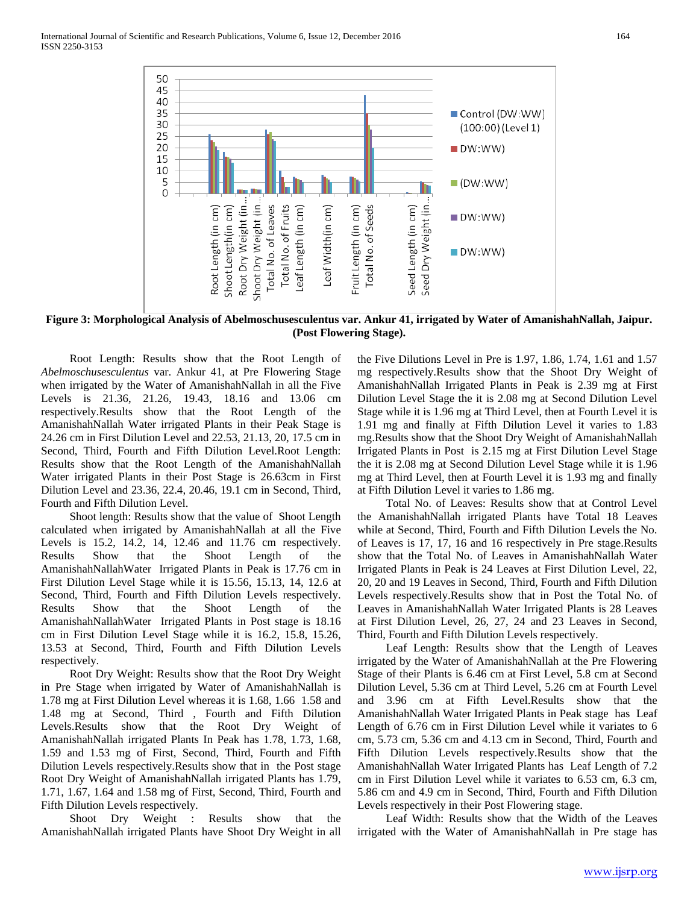**Figure 3: Morphological Analysis of Abelmoschusesculentus var. Ankur 41, irrigated by Water of AmanishahNallah, Jaipur. (Post Flowering Stage).**

Root Length: Results show that the Root Length of *Abelmoschusesculentus* var. Ankur 41, at Pre Flowering Stage when irrigated by the Water of AmanishahNallah in all the Five Levels is 21.36, 21.26, 19.43, 18.16 and 13.06 cm respectively.Results show that the Root Length of the AmanishahNallah Water irrigated Plants in their Peak Stage is 24.26 cm in First Dilution Level and 22.53, 21.13, 20, 17.5 cm in Second, Third, Fourth and Fifth Dilution Level.Root Length: Results show that the Root Length of the AmanishahNallah Water irrigated Plants in their Post Stage is 26.63cm in First Dilution Level and 23.36, 22.4, 20.46, 19.1 cm in Second, Third, Fourth and Fifth Dilution Level.

Shoot length: Results show that the value of Shoot Length calculated when irrigated by AmanishahNallah at all the Five Levels is 15.2, 14.2, 14, 12.46 and 11.76 cm respectively. Results Show that the Shoot Length of the AmanishahNallahWater Irrigated Plants in Peak is 17.76 cm in First Dilution Level Stage while it is 15.56, 15.13, 14, 12.6 at Second, Third, Fourth and Fifth Dilution Levels respectively. Results Show that the Shoot Length of the AmanishahNallahWater Irrigated Plants in Post stage is 18.16 cm in First Dilution Level Stage while it is 16.2, 15.8, 15.26, 13.53 at Second, Third, Fourth and Fifth Dilution Levels respectively.

Root Dry Weight: Results show that the Root Dry Weight in Pre Stage when irrigated by Water of AmanishahNallah is 1.78 mg at First Dilution Level whereas it is 1.68, 1.66 1.58 and 1.48 mg at Second, Third , Fourth and Fifth Dilution Levels.Results show that the Root Dry Weight of AmanishahNallah irrigated Plants In Peak has 1.78, 1.73, 1.68, 1.59 and 1.53 mg of First, Second, Third, Fourth and Fifth Dilution Levels respectively.Results show that in the Post stage Root Dry Weight of AmanishahNallah irrigated Plants has 1.79, 1.71, 1.67, 1.64 and 1.58 mg of First, Second, Third, Fourth and Fifth Dilution Levels respectively.

Shoot Dry Weight : Results show that the AmanishahNallah irrigated Plants have Shoot Dry Weight in all the Five Dilutions Level in Pre is 1.97, 1.86, 1.74, 1.61 and 1.57 mg respectively.Results show that the Shoot Dry Weight of AmanishahNallah Irrigated Plants in Peak is 2.39 mg at First Dilution Level Stage the it is 2.08 mg at Second Dilution Level Stage while it is 1.96 mg at Third Level, then at Fourth Level it is 1.91 mg and finally at Fifth Dilution Level it varies to 1.83 mg.Results show that the Shoot Dry Weight of AmanishahNallah Irrigated Plants in Post is 2.15 mg at First Dilution Level Stage the it is 2.08 mg at Second Dilution Level Stage while it is 1.96 mg at Third Level, then at Fourth Level it is 1.93 mg and finally at Fifth Dilution Level it varies to 1.86 mg.

Total No. of Leaves: Results show that at Control Level the AmanishahNallah irrigated Plants have Total 18 Leaves while at Second, Third, Fourth and Fifth Dilution Levels the No. of Leaves is 17, 17, 16 and 16 respectively in Pre stage.Results show that the Total No. of Leaves in AmanishahNallah Water Irrigated Plants in Peak is 24 Leaves at First Dilution Level, 22, 20, 20 and 19 Leaves in Second, Third, Fourth and Fifth Dilution Levels respectively.Results show that in Post the Total No. of Leaves in AmanishahNallah Water Irrigated Plants is 28 Leaves at First Dilution Level, 26, 27, 24 and 23 Leaves in Second, Third, Fourth and Fifth Dilution Levels respectively.

Leaf Length: Results show that the Length of Leaves irrigated by the Water of AmanishahNallah at the Pre Flowering Stage of their Plants is 6.46 cm at First Level, 5.8 cm at Second Dilution Level, 5.36 cm at Third Level, 5.26 cm at Fourth Level and 3.96 cm at Fifth Level.Results show that the AmanishahNallah Water Irrigated Plants in Peak stage has Leaf Length of 6.76 cm in First Dilution Level while it variates to 6 cm, 5.73 cm, 5.36 cm and 4.13 cm in Second, Third, Fourth and Fifth Dilution Levels respectively.Results show that the AmanishahNallah Water Irrigated Plants has Leaf Length of 7.2 cm in First Dilution Level while it variates to 6.53 cm, 6.3 cm, 5.86 cm and 4.9 cm in Second, Third, Fourth and Fifth Dilution Levels respectively in their Post Flowering stage.

Leaf Width: Results show that the Width of the Leaves irrigated with the Water of AmanishahNallah in Pre stage has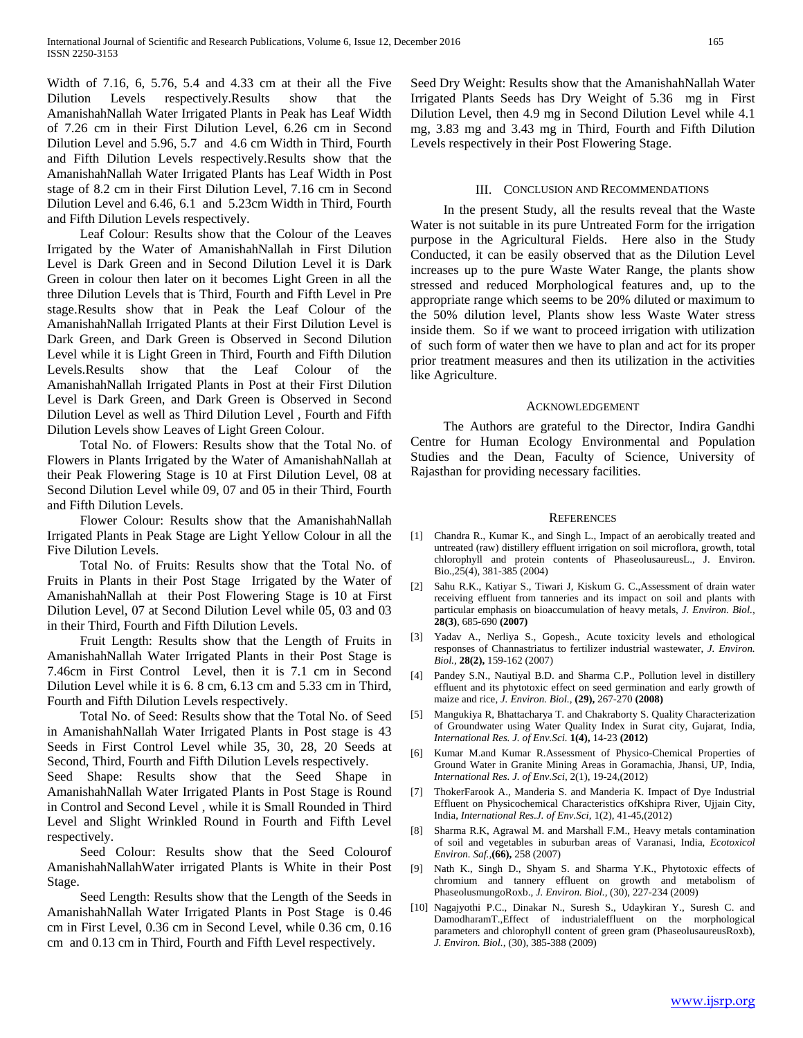Width of 7.16, 6, 5.76, 5.4 and 4.33 cm at their all the Five Dilution Levels respectively.Results show that the AmanishahNallah Water Irrigated Plants in Peak has Leaf Width of 7.26 cm in their First Dilution Level, 6.26 cm in Second Dilution Level and 5.96, 5.7 and 4.6 cm Width in Third, Fourth and Fifth Dilution Levels respectively.Results show that the AmanishahNallah Water Irrigated Plants has Leaf Width in Post stage of 8.2 cm in their First Dilution Level, 7.16 cm in Second Dilution Level and 6.46, 6.1 and 5.23cm Width in Third, Fourth and Fifth Dilution Levels respectively.

Leaf Colour: Results show that the Colour of the Leaves Irrigated by the Water of AmanishahNallah in First Dilution Level is Dark Green and in Second Dilution Level it is Dark Green in colour then later on it becomes Light Green in all the three Dilution Levels that is Third, Fourth and Fifth Level in Pre stage.Results show that in Peak the Leaf Colour of the AmanishahNallah Irrigated Plants at their First Dilution Level is Dark Green, and Dark Green is Observed in Second Dilution Level while it is Light Green in Third, Fourth and Fifth Dilution Levels.Results show that the Leaf Colour of the AmanishahNallah Irrigated Plants in Post at their First Dilution Level is Dark Green, and Dark Green is Observed in Second Dilution Level as well as Third Dilution Level , Fourth and Fifth Dilution Levels show Leaves of Light Green Colour.

Total No. of Flowers: Results show that the Total No. of Flowers in Plants Irrigated by the Water of AmanishahNallah at their Peak Flowering Stage is 10 at First Dilution Level, 08 at Second Dilution Level while 09, 07 and 05 in their Third, Fourth and Fifth Dilution Levels.

Flower Colour: Results show that the AmanishahNallah Irrigated Plants in Peak Stage are Light Yellow Colour in all the Five Dilution Levels.

Total No. of Fruits: Results show that the Total No. of Fruits in Plants in their Post Stage Irrigated by the Water of AmanishahNallah at their Post Flowering Stage is 10 at First Dilution Level, 07 at Second Dilution Level while 05, 03 and 03 in their Third, Fourth and Fifth Dilution Levels.

Fruit Length: Results show that the Length of Fruits in AmanishahNallah Water Irrigated Plants in their Post Stage is 7.46cm in First Control Level, then it is 7.1 cm in Second Dilution Level while it is 6. 8 cm, 6.13 cm and 5.33 cm in Third, Fourth and Fifth Dilution Levels respectively.

Total No. of Seed: Results show that the Total No. of Seed in AmanishahNallah Water Irrigated Plants in Post stage is 43 Seeds in First Control Level while 35, 30, 28, 20 Seeds at Second, Third, Fourth and Fifth Dilution Levels respectively.

Seed Shape: Results show that the Seed Shape in AmanishahNallah Water Irrigated Plants in Post Stage is Round in Control and Second Level , while it is Small Rounded in Third Level and Slight Wrinkled Round in Fourth and Fifth Level respectively.

Seed Colour: Results show that the Seed Colourof AmanishahNallahWater irrigated Plants is White in their Post Stage.

Seed Length: Results show that the Length of the Seeds in AmanishahNallah Water Irrigated Plants in Post Stage is 0.46 cm in First Level, 0.36 cm in Second Level, while 0.36 cm, 0.16 cm and 0.13 cm in Third, Fourth and Fifth Level respectively.

Seed Dry Weight: Results show that the AmanishahNallah Water Irrigated Plants Seeds has Dry Weight of 5.36 mg in First Dilution Level, then 4.9 mg in Second Dilution Level while 4.1 mg, 3.83 mg and 3.43 mg in Third, Fourth and Fifth Dilution Levels respectively in their Post Flowering Stage.

## III. Conclusion and Recommendations

In the present Study, all the results reveal that the Waste Water is not suitable in its pure Untreated Form for the irrigation purpose in the Agricultural Fields. Here also in the Study Conducted, it can be easily observed that as the Dilution Level increases up to the pure Waste Water Range, the plants show stressed and reduced Morphological features and, up to the appropriate range which seems to be 20% diluted or maximum to the 50% dilution level, Plants show less Waste Water stress inside them. So if we want to proceed irrigation with utilization of such form of water then we have to plan and act for its proper prior treatment measures and then its utilization in the activities like Agriculture.

## Acknowledgement

The Authors are grateful to the Director, Indira Gandhi Centre for Human Ecology Environmental and Population Studies and the Dean, Faculty of Science, University of Rajasthan for providing necessary facilities.

## References

[1] Chandra R., Kumar K., and Singh L., Impact of an aerobically treated and untreated (raw) distillery effluent irrigation on soil microflora, growth, total chlorophyll and protein contents of PhaseolusaureusL., J. Environ. Bio.,25(4), 381-385 (2004)

[2] Sahu R.K., Katiyar S., Tiwari J, Kiskum G. C.,Assessment of drain water receiving effluent from tanneries and its impact on soil and plants with particular emphasis on bioaccumulation of heavy metals, *J. Environ. Biol.,* **28(3)**, 685-690 **(2007)**

[3] Yadav A., Nerliya S., Gopesh., Acute toxicity levels and ethological responses of Channastriatus to fertilizer industrial wastewater, *J. Environ. Biol.,* **28(2),** 159-162 (2007)

[4] Pandey S.N., Nautiyal B.D. and Sharma C.P., Pollution level in distillery effluent and its phytotoxic effect on seed germination and early growth of maize and rice, *J. Environ. Biol.,* **(29),** 267-270 **(2008)**

[5] Mangukiya R, Bhattacharya T. and Chakraborty S. Quality Characterization of Groundwater using Water Quality Index in Surat city, Gujarat, India, *International Res. J. of Env.Sci.* **1(4),** 14-23 **(2012)**

[6] Kumar M.and Kumar R.Assessment of Physico-Chemical Properties of Ground Water in Granite Mining Areas in Goramachia, Jhansi, UP, India, *International Res. J. of Env.Sci*, 2(1), 19-24,(2012)

[7] ThokerFarook A., Manderia S. and Manderia K. Impact of Dye Industrial Effluent on Physicochemical Characteristics ofKshipra River, Ujjain City, India, *International Res.J. of Env.Sci*, 1(2), 41-45,(2012)

[8] Sharma R.K, Agrawal M. and Marshall F.M., Heavy metals contamination of soil and vegetables in suburban areas of Varanasi, India, *Ecotoxicol Environ. Saf.*,**(66),** 258 (2007)

[9] Nath K., Singh D., Shyam S. and Sharma Y.K., Phytotoxic effects of chromium and tannery effluent on growth and metabolism of PhaseolusmungoRoxb., *J. Environ. Biol.,* (30), 227-234 (2009)

[10] Nagajyothi P.C., Dinakar N., Suresh S., Udaykiran Y., Suresh C. and DamodharamT.,Effect of industrialeffluent on the morphological parameters and chlorophyll content of green gram (PhaseolusaureusRoxb), *J. Environ. Biol.,* (30), 385-388 (2009)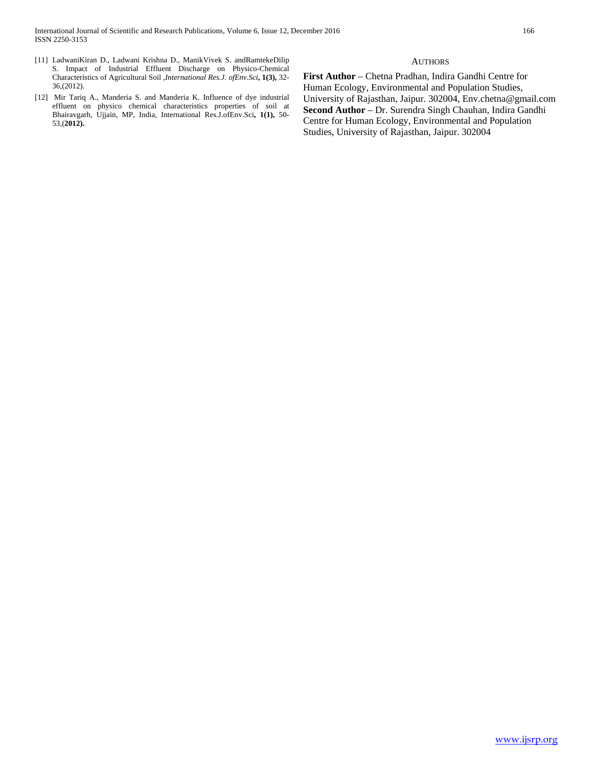[11] LadwaniKiran D., Ladwani Krishna D., ManikVivek S. andRamtekeDilip S. Impact of Industrial Effluent Discharge on Physico-Chemical Characteristics of Agricultural Soil ,*International Res.J. ofEnv.Sci*, **1(3),** 32-36,(2012).

[12] Mir Tariq A., Manderia S. and Manderia K. Influence of dye industrial effluent on physico chemical characteristics properties of soil at Bhairavgarh, Ujjain, MP, India, International Res.J.ofEnv.Sci**, 1(1),** 50-53,(**2012).**

## AUTHORS

**First Author** – Chetna Pradhan, Indira Gandhi Centre for Human Ecology, Environmental and Population Studies, University of Rajasthan, Jaipur. 302004, Env.chetna@gmail.com

**Second Author** – Dr. Surendra Singh Chauhan, Indira Gandhi Centre for Human Ecology, Environmental and Population Studies, University of Rajasthan, Jaipur. 302004